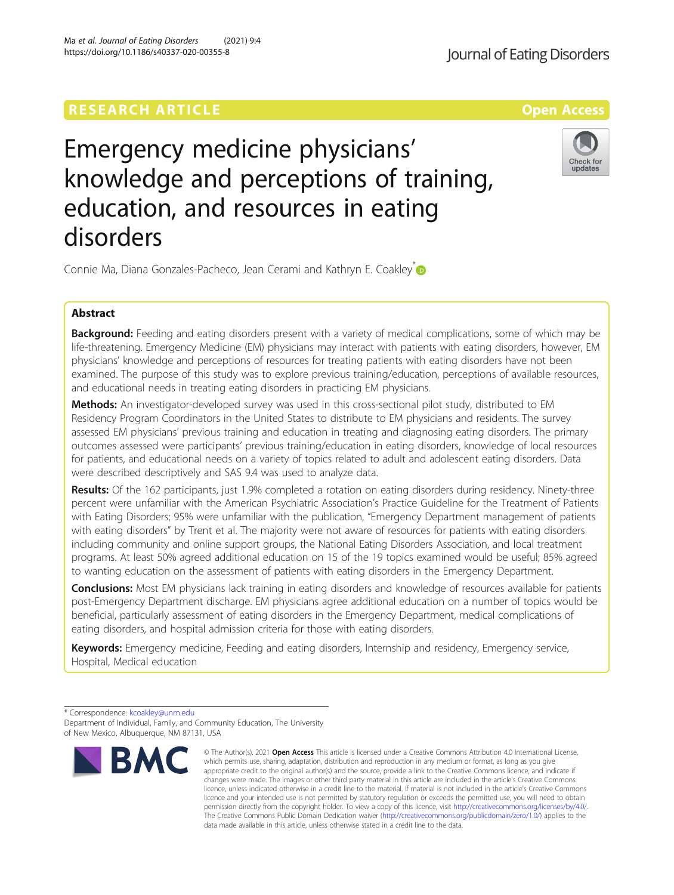RESEARCH ARTICLE

Open Access

# Emergency medicine physicians' knowledge and perceptions of training, education, and resources in eating disorders

Connie Ma, Diana Gonzales-Pacheco, Jean Cerami and Kathryn E. Coakley*

## Abstract

**Background:** Feeding and eating disorders present with a variety of medical complications, some of which may be life-threatening. Emergency Medicine (EM) physicians may interact with patients with eating disorders, however, EM physicians' knowledge and perceptions of resources for treating patients with eating disorders have not been examined. The purpose of this study was to explore previous training/education, perceptions of available resources, and educational needs in treating eating disorders in practicing EM physicians.

**Methods:** An investigator-developed survey was used in this cross-sectional pilot study, distributed to EM Residency Program Coordinators in the United States to distribute to EM physicians and residents. The survey assessed EM physicians' previous training and education in treating and diagnosing eating disorders. The primary outcomes assessed were participants' previous training/education in eating disorders, knowledge of local resources for patients, and educational needs on a variety of topics related to adult and adolescent eating disorders. Data were described descriptively and SAS 9.4 was used to analyze data.

**Results:** Of the 162 participants, just 1.9% completed a rotation on eating disorders during residency. Ninety-three percent were unfamiliar with the American Psychiatric Association's Practice Guideline for the Treatment of Patients with Eating Disorders; 95% were unfamiliar with the publication, "Emergency Department management of patients with eating disorders" by Trent et al. The majority were not aware of resources for patients with eating disorders including community and online support groups, the National Eating Disorders Association, and local treatment programs. At least 50% agreed additional education on 15 of the 19 topics examined would be useful; 85% agreed to wanting education on the assessment of patients with eating disorders in the Emergency Department.

**Conclusions:** Most EM physicians lack training in eating disorders and knowledge of resources available for patients post-Emergency Department discharge. EM physicians agree additional education on a number of topics would be beneficial, particularly assessment of eating disorders in the Emergency Department, medical complications of eating disorders, and hospital admission criteria for those with eating disorders.

**Keywords:** Emergency medicine, Feeding and eating disorders, Internship and residency, Emergency service, Hospital, Medical education

---

* Correspondence: kcoakley@unm.edu
Department of Individual, Family, and Community Education, The University of New Mexico, Albuquerque, NM 87131, USA

© The Author(s). 2021 **Open Access** This article is licensed under a Creative Commons Attribution 4.0 International License, which permits use, sharing, adaptation, distribution and reproduction in any medium or format, as long as you give appropriate credit to the original author(s) and the source, provide a link to the Creative Commons licence, and indicate if changes were made. The images or other third party material in this article are included in the article's Creative Commons licence, unless indicated otherwise in a credit line to the material. If material is not included in the article's Creative Commons licence and your intended use is not permitted by statutory regulation or exceeds the permitted use, you will need to obtain permission directly from the copyright holder. To view a copy of this licence, visit http://creativecommons.org/licenses/by/4.0/. The Creative Commons Public Domain Dedication waiver (http://creativecommons.org/publicdomain/zero/1.0/) applies to the data made available in this article, unless otherwise stated in a credit line to the data.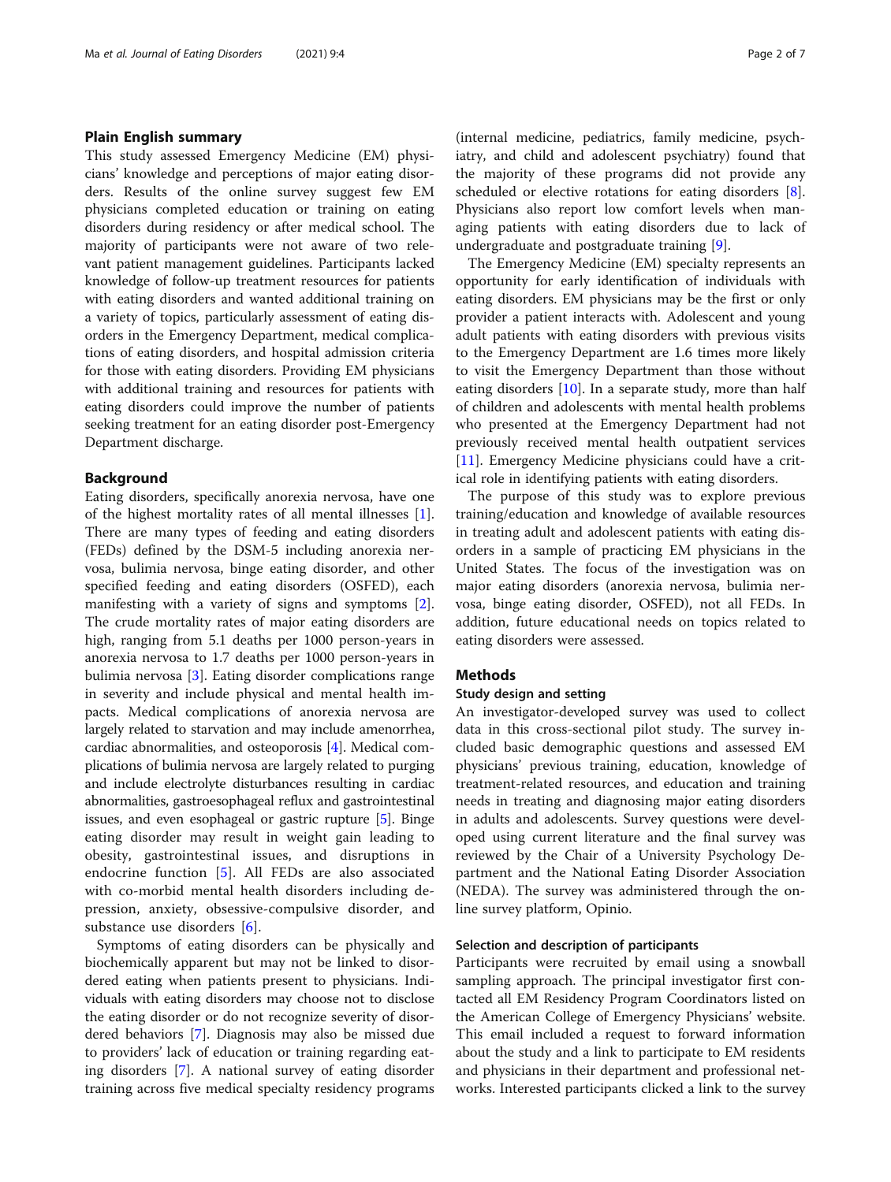## Plain English summary

This study assessed Emergency Medicine (EM) physicians' knowledge and perceptions of major eating disorders. Results of the online survey suggest few EM physicians completed education or training on eating disorders during residency or after medical school. The majority of participants were not aware of two relevant patient management guidelines. Participants lacked knowledge of follow-up treatment resources for patients with eating disorders and wanted additional training on a variety of topics, particularly assessment of eating disorders in the Emergency Department, medical complications of eating disorders, and hospital admission criteria for those with eating disorders. Providing EM physicians with additional training and resources for patients with eating disorders could improve the number of patients seeking treatment for an eating disorder post-Emergency Department discharge.

## Background

Eating disorders, specifically anorexia nervosa, have one of the highest mortality rates of all mental illnesses [1]. There are many types of feeding and eating disorders (FEDs) defined by the DSM-5 including anorexia nervosa, bulimia nervosa, binge eating disorder, and other specified feeding and eating disorders (OSFED), each manifesting with a variety of signs and symptoms [2]. The crude mortality rates of major eating disorders are high, ranging from 5.1 deaths per 1000 person-years in anorexia nervosa to 1.7 deaths per 1000 person-years in bulimia nervosa [3]. Eating disorder complications range in severity and include physical and mental health impacts. Medical complications of anorexia nervosa are largely related to starvation and may include amenorrhea, cardiac abnormalities, and osteoporosis [4]. Medical complications of bulimia nervosa are largely related to purging and include electrolyte disturbances resulting in cardiac abnormalities, gastroesophageal reflux and gastrointestinal issues, and even esophageal or gastric rupture [5]. Binge eating disorder may result in weight gain leading to obesity, gastrointestinal issues, and disruptions in endocrine function [5]. All FEDs are also associated with co-morbid mental health disorders including depression, anxiety, obsessive-compulsive disorder, and substance use disorders [6].

Symptoms of eating disorders can be physically and biochemically apparent but may not be linked to disordered eating when patients present to physicians. Individuals with eating disorders may choose not to disclose the eating disorder or do not recognize severity of disordered behaviors [7]. Diagnosis may also be missed due to providers' lack of education or training regarding eating disorders [7]. A national survey of eating disorder training across five medical specialty residency programs (internal medicine, pediatrics, family medicine, psychiatry, and child and adolescent psychiatry) found that the majority of these programs did not provide any scheduled or elective rotations for eating disorders [8]. Physicians also report low comfort levels when managing patients with eating disorders due to lack of undergraduate and postgraduate training [9].

The Emergency Medicine (EM) specialty represents an opportunity for early identification of individuals with eating disorders. EM physicians may be the first or only provider a patient interacts with. Adolescent and young adult patients with eating disorders with previous visits to the Emergency Department are 1.6 times more likely to visit the Emergency Department than those without eating disorders [10]. In a separate study, more than half of children and adolescents with mental health problems who presented at the Emergency Department had not previously received mental health outpatient services [11]. Emergency Medicine physicians could have a critical role in identifying patients with eating disorders.

The purpose of this study was to explore previous training/education and knowledge of available resources in treating adult and adolescent patients with eating disorders in a sample of practicing EM physicians in the United States. The focus of the investigation was on major eating disorders (anorexia nervosa, bulimia nervosa, binge eating disorder, OSFED), not all FEDs. In addition, future educational needs on topics related to eating disorders were assessed.

## Methods

### Study design and setting

An investigator-developed survey was used to collect data in this cross-sectional pilot study. The survey included basic demographic questions and assessed EM physicians' previous training, education, knowledge of treatment-related resources, and education and training needs in treating and diagnosing major eating disorders in adults and adolescents. Survey questions were developed using current literature and the final survey was reviewed by the Chair of a University Psychology Department and the National Eating Disorder Association (NEDA). The survey was administered through the online survey platform, Opinio.

### Selection and description of participants

Participants were recruited by email using a snowball sampling approach. The principal investigator first contacted all EM Residency Program Coordinators listed on the American College of Emergency Physicians' website. This email included a request to forward information about the study and a link to participate to EM residents and physicians in their department and professional networks. Interested participants clicked a link to the survey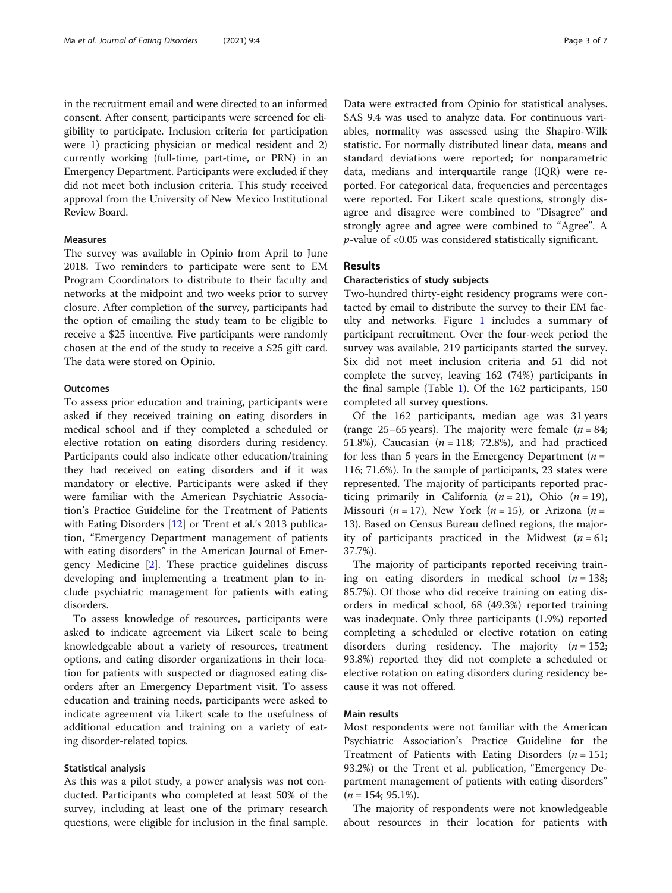in the recruitment email and were directed to an informed consent. After consent, participants were screened for eligibility to participate. Inclusion criteria for participation were 1) practicing physician or medical resident and 2) currently working (full-time, part-time, or PRN) in an Emergency Department. Participants were excluded if they did not meet both inclusion criteria. This study received approval from the University of New Mexico Institutional Review Board.

### Measures

The survey was available in Opinio from April to June 2018. Two reminders to participate were sent to EM Program Coordinators to distribute to their faculty and networks at the midpoint and two weeks prior to survey closure. After completion of the survey, participants had the option of emailing the study team to be eligible to receive a $25 incentive. Five participants were randomly chosen at the end of the study to receive a $25 gift card. The data were stored on Opinio.

### Outcomes

To assess prior education and training, participants were asked if they received training on eating disorders in medical school and if they completed a scheduled or elective rotation on eating disorders during residency. Participants could also indicate other education/training they had received on eating disorders and if it was mandatory or elective. Participants were asked if they were familiar with the American Psychiatric Association's Practice Guideline for the Treatment of Patients with Eating Disorders [12] or Trent et al.'s 2013 publication, "Emergency Department management of patients with eating disorders" in the American Journal of Emergency Medicine [2]. These practice guidelines discuss developing and implementing a treatment plan to include psychiatric management for patients with eating disorders.

To assess knowledge of resources, participants were asked to indicate agreement via Likert scale to being knowledgeable about a variety of resources, treatment options, and eating disorder organizations in their location for patients with suspected or diagnosed eating disorders after an Emergency Department visit. To assess education and training needs, participants were asked to indicate agreement via Likert scale to the usefulness of additional education and training on a variety of eating disorder-related topics.

### Statistical analysis

As this was a pilot study, a power analysis was not conducted. Participants who completed at least 50% of the survey, including at least one of the primary research questions, were eligible for inclusion in the final sample. Data were extracted from Opinio for statistical analyses. SAS 9.4 was used to analyze data. For continuous variables, normality was assessed using the Shapiro-Wilk statistic. For normally distributed linear data, means and standard deviations were reported; for nonparametric data, medians and interquartile range (IQR) were reported. For categorical data, frequencies and percentages were reported. For Likert scale questions, strongly disagree and disagree were combined to "Disagree" and strongly agree and agree were combined to "Agree". A $p$-value of $<0.05$ was considered statistically significant.

## Results

### Characteristics of study subjects

Two-hundred thirty-eight residency programs were contacted by email to distribute the survey to their EM faculty and networks. Figure 1 includes a summary of participant recruitment. Over the four-week period the survey was available, 219 participants started the survey. Six did not meet inclusion criteria and 51 did not complete the survey, leaving 162 (74%) participants in the final sample (Table 1). Of the 162 participants, 150 completed all survey questions.

Of the 162 participants, median age was 31 years (range 25–65 years). The majority were female ($n = 84$; 51.8%), Caucasian ($n = 118$; 72.8%), and had practiced for less than 5 years in the Emergency Department ($n = 116$; 71.6%). In the sample of participants, 23 states were represented. The majority of participants reported practicing primarily in California ($n = 21$), Ohio ($n = 19$), Missouri ($n = 17$), New York ($n = 15$), or Arizona ($n = 13$). Based on Census Bureau defined regions, the majority of participants practiced in the Midwest ($n = 61$; 37.7%).

The majority of participants reported receiving training on eating disorders in medical school ($n = 138$; 85.7%). Of those who did receive training on eating disorders in medical school, 68 (49.3%) reported training was inadequate. Only three participants (1.9%) reported completing a scheduled or elective rotation on eating disorders during residency. The majority ($n = 152$; 93.8%) reported they did not complete a scheduled or elective rotation on eating disorders during residency because it was not offered.

### Main results

Most respondents were not familiar with the American Psychiatric Association's Practice Guideline for the Treatment of Patients with Eating Disorders ($n = 151$; 93.2%) or the Trent et al. publication, "Emergency Department management of patients with eating disorders" ($n = 154$; 95.1%).

The majority of respondents were not knowledgeable about resources in their location for patients with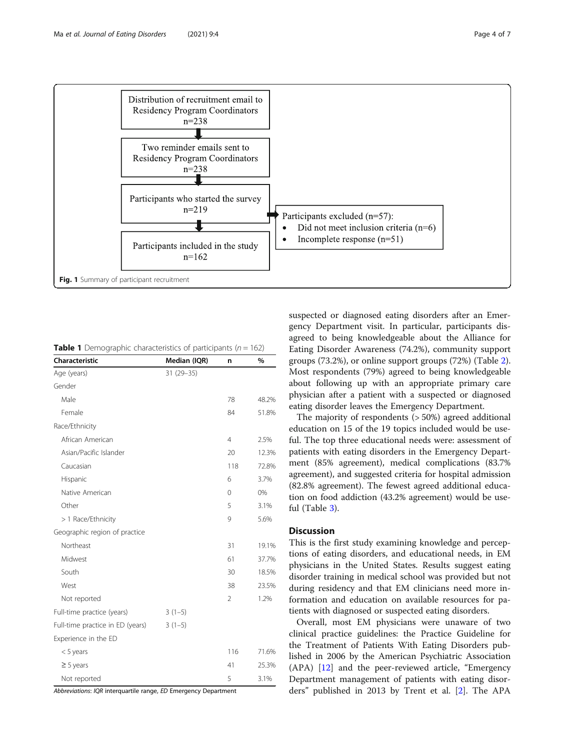Distribution of recruitment email to Residency Program Coordinators n=238

Two reminder emails sent to Residency Program Coordinators n=238

Participants who started the survey n=219

Participants excluded (n=57):

- Did not meet inclusion criteria (n=6)
- Incomplete response (n=51)

Participants included in the study n=162

**Fig. 1** Summary of participant recruitment

**Table 1** Demographic characteristics of participants (*n* = 162)

| Characteristic | Median (IQR) | n | % |
|---|---|---|---|
| Age (years) | 31 (29–35) | | |
| Gender | | | |
| Male | | 78 | 48.2% |
| Female | | 84 | 51.8% |
| Race/Ethnicity | | | |
| African American | | 4 | 2.5% |
| Asian/Pacific Islander | | 20 | 12.3% |
| Caucasian | | 118 | 72.8% |
| Hispanic | | 6 | 3.7% |
| Native American | | 0 | 0% |
| Other | | 5 | 3.1% |
| > 1 Race/Ethnicity | | 9 | 5.6% |
| Geographic region of practice | | | |
| Northeast | | 31 | 19.1% |
| Midwest | | 61 | 37.7% |
| South | | 30 | 18.5% |
| West | | 38 | 23.5% |
| Not reported | | 2 | 1.2% |
| Full-time practice (years) | 3 (1–5) | | |
| Full-time practice in ED (years) | 3 (1–5) | | |
| Experience in the ED | | | |
| < 5 years | | 116 | 71.6% |
| ≥ 5 years | | 41 | 25.3% |
| Not reported | | 5 | 3.1% |

*Abbreviations*: *IQR* interquartile range, *ED* Emergency Department

suspected or diagnosed eating disorders after an Emergency Department visit. In particular, participants disagreed to being knowledgeable about the Alliance for Eating Disorder Awareness (74.2%), community support groups (73.2%), or online support groups (72%) (Table 2). Most respondents (79%) agreed to being knowledgeable about following up with an appropriate primary care physician after a patient with a suspected or diagnosed eating disorder leaves the Emergency Department.

The majority of respondents (> 50%) agreed additional education on 15 of the 19 topics included would be useful. The top three educational needs were: assessment of patients with eating disorders in the Emergency Department (85% agreement), medical complications (83.7% agreement), and suggested criteria for hospital admission (82.8% agreement). The fewest agreed additional education on food addiction (43.2% agreement) would be useful (Table 3).

## Discussion

This is the first study examining knowledge and perceptions of eating disorders, and educational needs, in EM physicians in the United States. Results suggest eating disorder training in medical school was provided but not during residency and that EM clinicians need more information and education on available resources for patients with diagnosed or suspected eating disorders.

Overall, most EM physicians were unaware of two clinical practice guidelines: the Practice Guideline for the Treatment of Patients With Eating Disorders published in 2006 by the American Psychiatric Association (APA) [12] and the peer-reviewed article, "Emergency Department management of patients with eating disorders" published in 2013 by Trent et al. [2]. The APA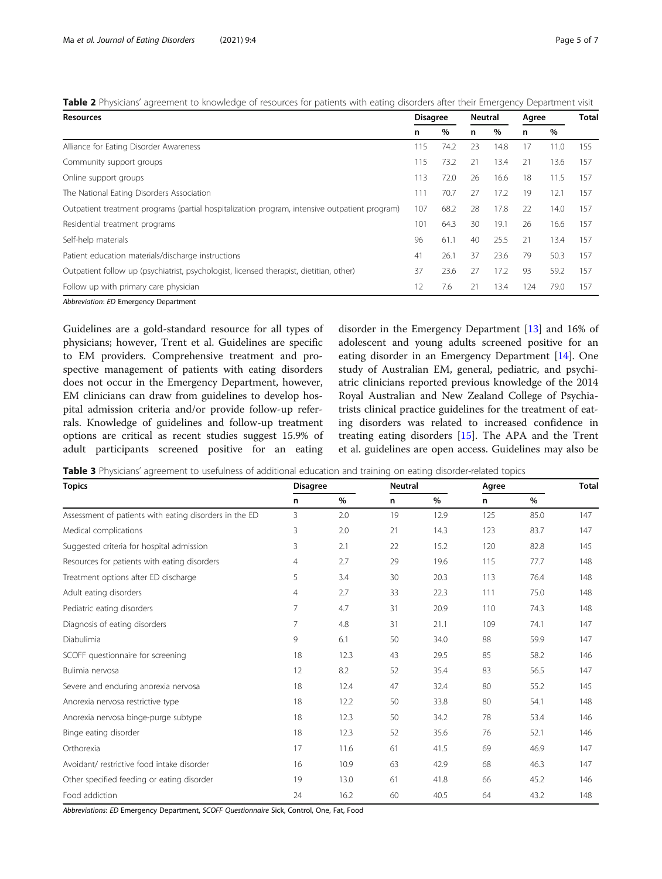**Table 2** Physicians' agreement to knowledge of resources for patients with eating disorders after their Emergency Department visit

| Resources | Disagree | | Neutral | | Agree | | Total |
|---|---|---|---|---|---|---|---|
| | n | % | n | % | n | % | |
| Alliance for Eating Disorder Awareness | 115 | 74.2 | 23 | 14.8 | 17 | 11.0 | 155 |
| Community support groups | 115 | 73.2 | 21 | 13.4 | 21 | 13.6 | 157 |
| Online support groups | 113 | 72.0 | 26 | 16.6 | 18 | 11.5 | 157 |
| The National Eating Disorders Association | 111 | 70.7 | 27 | 17.2 | 19 | 12.1 | 157 |
| Outpatient treatment programs (partial hospitalization program, intensive outpatient program) | 107 | 68.2 | 28 | 17.8 | 22 | 14.0 | 157 |
| Residential treatment programs | 101 | 64.3 | 30 | 19.1 | 26 | 16.6 | 157 |
| Self-help materials | 96 | 61.1 | 40 | 25.5 | 21 | 13.4 | 157 |
| Patient education materials/discharge instructions | 41 | 26.1 | 37 | 23.6 | 79 | 50.3 | 157 |
| Outpatient follow up (psychiatrist, psychologist, licensed therapist, dietitian, other) | 37 | 23.6 | 27 | 17.2 | 93 | 59.2 | 157 |
| Follow up with primary care physician | 12 | 7.6 | 21 | 13.4 | 124 | 79.0 | 157 |

*Abbreviation*: *ED* Emergency Department

Guidelines are a gold-standard resource for all types of physicians; however, Trent et al. Guidelines are specific to EM providers. Comprehensive treatment and prospective management of patients with eating disorders does not occur in the Emergency Department, however, EM clinicians can draw from guidelines to develop hospital admission criteria and/or provide follow-up referrals. Knowledge of guidelines and follow-up treatment options are critical as recent studies suggest 15.9% of adult participants screened positive for an eating disorder in the Emergency Department [13] and 16% of adolescent and young adults screened positive for an eating disorder in an Emergency Department [14]. One study of Australian EM, general, pediatric, and psychiatric clinicians reported previous knowledge of the 2014 Royal Australian and New Zealand College of Psychiatrists clinical practice guidelines for the treatment of eating disorders was related to increased confidence in treating eating disorders [15]. The APA and the Trent et al. guidelines are open access. Guidelines may also be

**Table 3** Physicians' agreement to usefulness of additional education and training on eating disorder-related topics

| Topics | Disagree | | Neutral | | Agree | | Total |
|---|---|---|---|---|---|---|---|
| | n | % | n | % | n | % | |
| Assessment of patients with eating disorders in the ED | 3 | 2.0 | 19 | 12.9 | 125 | 85.0 | 147 |
| Medical complications | 3 | 2.0 | 21 | 14.3 | 123 | 83.7 | 147 |
| Suggested criteria for hospital admission | 3 | 2.1 | 22 | 15.2 | 120 | 82.8 | 145 |
| Resources for patients with eating disorders | 4 | 2.7 | 29 | 19.6 | 115 | 77.7 | 148 |
| Treatment options after ED discharge | 5 | 3.4 | 30 | 20.3 | 113 | 76.4 | 148 |
| Adult eating disorders | 4 | 2.7 | 33 | 22.3 | 111 | 75.0 | 148 |
| Pediatric eating disorders | 7 | 4.7 | 31 | 20.9 | 110 | 74.3 | 148 |
| Diagnosis of eating disorders | 7 | 4.8 | 31 | 21.1 | 109 | 74.1 | 147 |
| Diabulimia | 9 | 6.1 | 50 | 34.0 | 88 | 59.9 | 147 |
| SCOFF questionnaire for screening | 18 | 12.3 | 43 | 29.5 | 85 | 58.2 | 146 |
| Bulimia nervosa | 12 | 8.2 | 52 | 35.4 | 83 | 56.5 | 147 |
| Severe and enduring anorexia nervosa | 18 | 12.4 | 47 | 32.4 | 80 | 55.2 | 145 |
| Anorexia nervosa restrictive type | 18 | 12.2 | 50 | 33.8 | 80 | 54.1 | 148 |
| Anorexia nervosa binge-purge subtype | 18 | 12.3 | 50 | 34.2 | 78 | 53.4 | 146 |
| Binge eating disorder | 18 | 12.3 | 52 | 35.6 | 76 | 52.1 | 146 |
| Orthorexia | 17 | 11.6 | 61 | 41.5 | 69 | 46.9 | 147 |
| Avoidant/ restrictive food intake disorder | 16 | 10.9 | 63 | 42.9 | 68 | 46.3 | 147 |
| Other specified feeding or eating disorder | 19 | 13.0 | 61 | 41.8 | 66 | 45.2 | 146 |
| Food addiction | 24 | 16.2 | 60 | 40.5 | 64 | 43.2 | 148 |

*Abbreviations*: *ED* Emergency Department, *SCOFF Questionnaire* Sick, Control, One, Fat, Food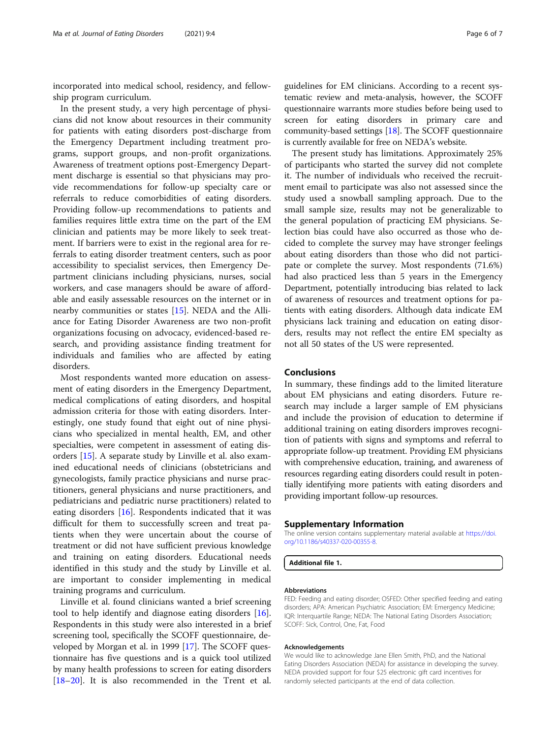incorporated into medical school, residency, and fellowship program curriculum.

In the present study, a very high percentage of physicians did not know about resources in their community for patients with eating disorders post-discharge from the Emergency Department including treatment programs, support groups, and non-profit organizations. Awareness of treatment options post-Emergency Department discharge is essential so that physicians may provide recommendations for follow-up specialty care or referrals to reduce comorbidities of eating disorders. Providing follow-up recommendations to patients and families requires little extra time on the part of the EM clinician and patients may be more likely to seek treatment. If barriers were to exist in the regional area for referrals to eating disorder treatment centers, such as poor accessibility to specialist services, then Emergency Department clinicians including physicians, nurses, social workers, and case managers should be aware of affordable and easily assessable resources on the internet or in nearby communities or states [15]. NEDA and the Alliance for Eating Disorder Awareness are two non-profit organizations focusing on advocacy, evidenced-based research, and providing assistance finding treatment for individuals and families who are affected by eating disorders.

Most respondents wanted more education on assessment of eating disorders in the Emergency Department, medical complications of eating disorders, and hospital admission criteria for those with eating disorders. Interestingly, one study found that eight out of nine physicians who specialized in mental health, EM, and other specialties, were competent in assessment of eating disorders [15]. A separate study by Linville et al. also examined educational needs of clinicians (obstetricians and gynecologists, family practice physicians and nurse practitioners, general physicians and nurse practitioners, and pediatricians and pediatric nurse practitioners) related to eating disorders [16]. Respondents indicated that it was difficult for them to successfully screen and treat patients when they were uncertain about the course of treatment or did not have sufficient previous knowledge and training on eating disorders. Educational needs identified in this study and the study by Linville et al. are important to consider implementing in medical training programs and curriculum.

Linville et al. found clinicians wanted a brief screening tool to help identify and diagnose eating disorders [16]. Respondents in this study were also interested in a brief screening tool, specifically the SCOFF questionnaire, developed by Morgan et al. in 1999 [17]. The SCOFF questionnaire has five questions and is a quick tool utilized by many health professions to screen for eating disorders [18–20]. It is also recommended in the Trent et al. guidelines for EM clinicians. According to a recent systematic review and meta-analysis, however, the SCOFF questionnaire warrants more studies before being used to screen for eating disorders in primary care and community-based settings [18]. The SCOFF questionnaire is currently available for free on NEDA's website.

The present study has limitations. Approximately 25% of participants who started the survey did not complete it. The number of individuals who received the recruitment email to participate was also not assessed since the study used a snowball sampling approach. Due to the small sample size, results may not be generalizable to the general population of practicing EM physicians. Selection bias could have also occurred as those who decided to complete the survey may have stronger feelings about eating disorders than those who did not participate or complete the survey. Most respondents (71.6%) had also practiced less than 5 years in the Emergency Department, potentially introducing bias related to lack of awareness of resources and treatment options for patients with eating disorders. Although data indicate EM physicians lack training and education on eating disorders, results may not reflect the entire EM specialty as not all 50 states of the US were represented.

## Conclusions

In summary, these findings add to the limited literature about EM physicians and eating disorders. Future research may include a larger sample of EM physicians and include the provision of education to determine if additional training on eating disorders improves recognition of patients with signs and symptoms and referral to appropriate follow-up treatment. Providing EM physicians with comprehensive education, training, and awareness of resources regarding eating disorders could result in potentially identifying more patients with eating disorders and providing important follow-up resources.

## Supplementary Information

The online version contains supplementary material available at https://doi.org/10.1186/s40337-020-00355-8.

**Additional file 1.**

#### Abbreviations

FED: Feeding and eating disorder; OSFED: Other specified feeding and eating disorders; APA: American Psychiatric Association; EM: Emergency Medicine; IQR: Interquartile Range; NEDA: The National Eating Disorders Association; SCOFF: Sick, Control, One, Fat, Food

#### Acknowledgements

We would like to acknowledge Jane Ellen Smith, PhD, and the National Eating Disorders Association (NEDA) for assistance in developing the survey. NEDA provided support for four $25 electronic gift card incentives for randomly selected participants at the end of data collection.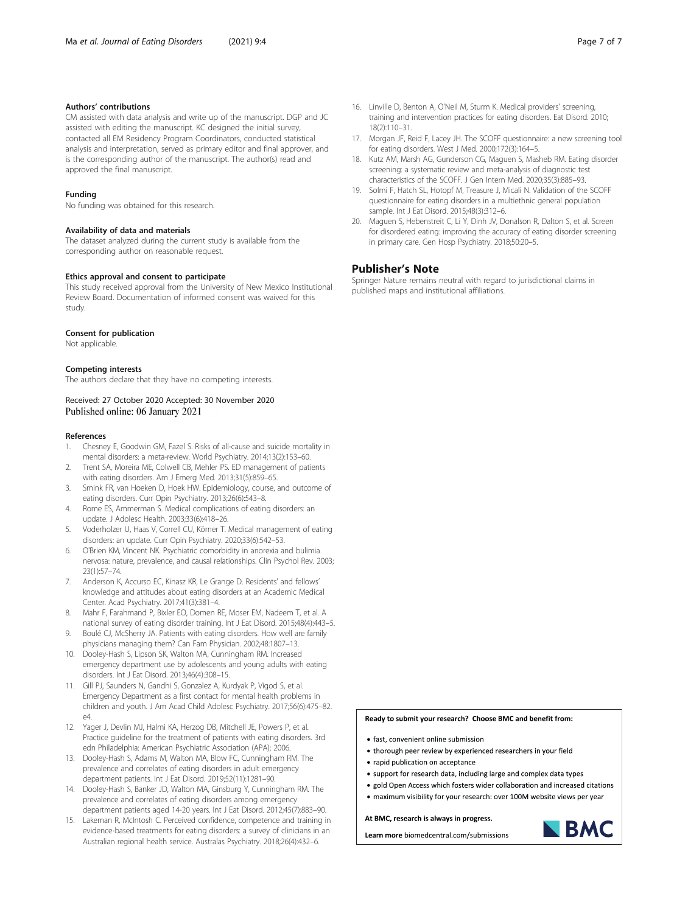### Authors' contributions

CM assisted with data analysis and write up of the manuscript. DGP and JC assisted with editing the manuscript. KC designed the initial survey, contacted all EM Residency Program Coordinators, conducted statistical analysis and interpretation, served as primary editor and final approver, and is the corresponding author of the manuscript. The author(s) read and approved the final manuscript.

### Funding

No funding was obtained for this research.

### Availability of data and materials

The dataset analyzed during the current study is available from the corresponding author on reasonable request.

### Ethics approval and consent to participate

This study received approval from the University of New Mexico Institutional Review Board. Documentation of informed consent was waived for this study.

### Consent for publication

Not applicable.

### Competing interests

The authors declare that they have no competing interests.

Received: 27 October 2020 Accepted: 30 November 2020
Published online: 06 January 2021

### References

1. Chesney E, Goodwin GM, Fazel S. Risks of all-cause and suicide mortality in mental disorders: a meta-review. World Psychiatry. 2014;13(2):153–60.
2. Trent SA, Moreira ME, Colwell CB, Mehler PS. ED management of patients with eating disorders. Am J Emerg Med. 2013;31(5):859–65.
3. Smink FR, van Hoeken D, Hoek HW. Epidemiology, course, and outcome of eating disorders. Curr Opin Psychiatry. 2013;26(6):543–8.
4. Rome ES, Ammerman S. Medical complications of eating disorders: an update. J Adolesc Health. 2003;33(6):418–26.
5. Voderholzer U, Haas V, Correll CU, Körner T. Medical management of eating disorders: an update. Curr Opin Psychiatry. 2020;33(6):542–53.
6. O'Brien KM, Vincent NK. Psychiatric comorbidity in anorexia and bulimia nervosa: nature, prevalence, and causal relationships. Clin Psychol Rev. 2003;23(1):57–74.
7. Anderson K, Accurso EC, Kinasz KR, Le Grange D. Residents' and fellows' knowledge and attitudes about eating disorders at an Academic Medical Center. Acad Psychiatry. 2017;41(3):381–4.
8. Mahr F, Farahmand P, Bixler EO, Domen RE, Moser EM, Nadeem T, et al. A national survey of eating disorder training. Int J Eat Disord. 2015;48(4):443–5.
9. Boulé CJ, McSherry JA. Patients with eating disorders. How well are family physicians managing them? Can Fam Physician. 2002;48:1807–13.
10. Dooley-Hash S, Lipson SK, Walton MA, Cunningham RM. Increased emergency department use by adolescents and young adults with eating disorders. Int J Eat Disord. 2013;46(4):308–15.
11. Gill PJ, Saunders N, Gandhi S, Gonzalez A, Kurdyak P, Vigod S, et al. Emergency Department as a first contact for mental health problems in children and youth. J Am Acad Child Adolesc Psychiatry. 2017;56(6):475–82. e4.
12. Yager J, Devlin MJ, Halmi KA, Herzog DB, Mitchell JE, Powers P, et al. Practice guideline for the treatment of patients with eating disorders. 3rd edn Philadelphia: American Psychiatric Association (APA); 2006.
13. Dooley-Hash S, Adams M, Walton MA, Blow FC, Cunningham RM. The prevalence and correlates of eating disorders in adult emergency department patients. Int J Eat Disord. 2019;52(11):1281–90.
14. Dooley-Hash S, Banker JD, Walton MA, Ginsburg Y, Cunningham RM. The prevalence and correlates of eating disorders among emergency department patients aged 14-20 years. Int J Eat Disord. 2012;45(7):883–90.
15. Lakeman R, McIntosh C. Perceived confidence, competence and training in evidence-based treatments for eating disorders: a survey of clinicians in an Australian regional health service. Australas Psychiatry. 2018;26(4):432–6.
16. Linville D, Benton A, O'Neil M, Sturm K. Medical providers' screening, training and intervention practices for eating disorders. Eat Disord. 2010;18(2):110–31.
17. Morgan JF, Reid F, Lacey JH. The SCOFF questionnaire: a new screening tool for eating disorders. West J Med. 2000;172(3):164–5.
18. Kutz AM, Marsh AG, Gunderson CG, Maguen S, Masheb RM. Eating disorder screening: a systematic review and meta-analysis of diagnostic test characteristics of the SCOFF. J Gen Intern Med. 2020;35(3):885–93.
19. Solmi F, Hatch SL, Hotopf M, Treasure J, Micali N. Validation of the SCOFF questionnaire for eating disorders in a multiethnic general population sample. Int J Eat Disord. 2015;48(3):312–6.
20. Maguen S, Hebenstreit C, Li Y, Dinh JV, Donalson R, Dalton S, et al. Screen for disordered eating: improving the accuracy of eating disorder screening in primary care. Gen Hosp Psychiatry. 2018;50:20–5.

## Publisher's Note

Springer Nature remains neutral with regard to jurisdictional claims in published maps and institutional affiliations.

**Ready to submit your research? Choose BMC and benefit from:**

- fast, convenient online submission
- thorough peer review by experienced researchers in your field
- rapid publication on acceptance
- support for research data, including large and complex data types
- gold Open Access which fosters wider collaboration and increased citations
- maximum visibility for your research: over 100M website views per year

**At BMC, research is always in progress.**

**Learn more** biomedcentral.com/submissions

BMC